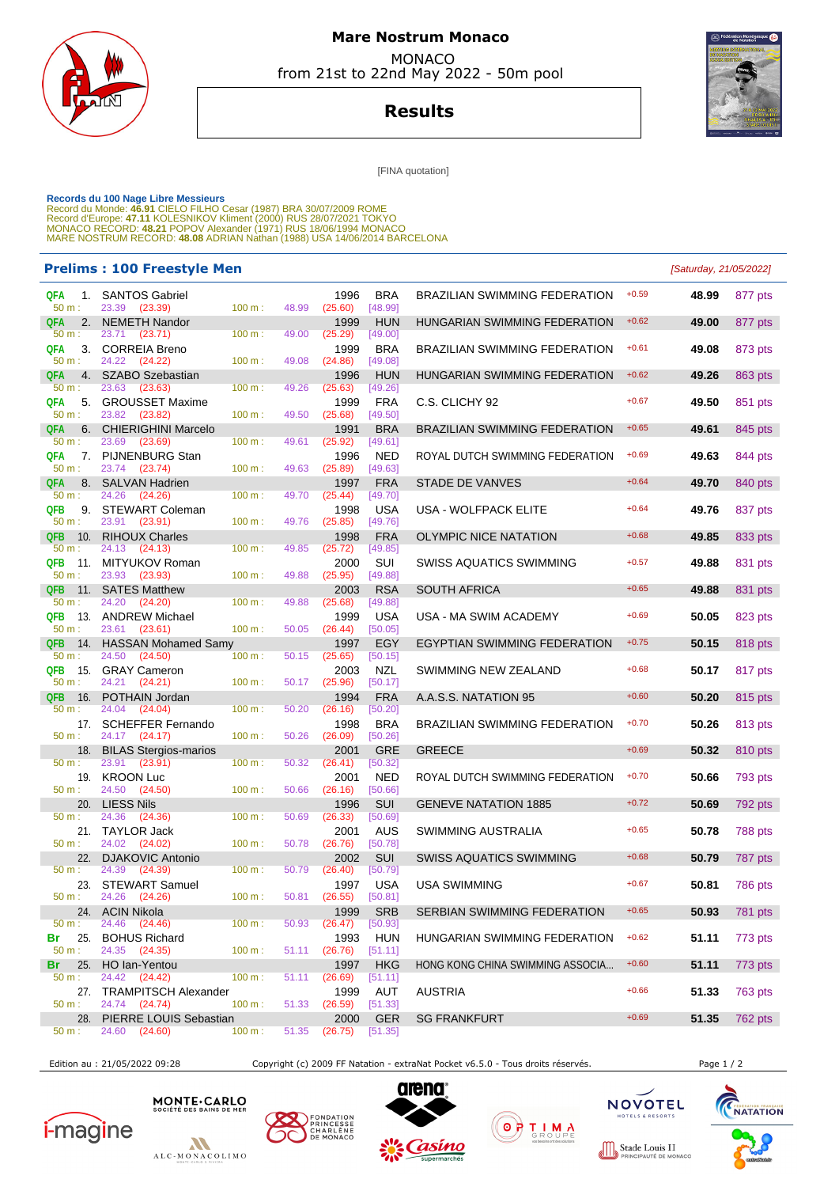# Mare Nostrum Monaco

MONACO
from 21st to 22nd May 2022 - 50m pool

## Results

[FINA quotation]

**Records du 100 Nage Libre Messieurs**
Record du Monde: **46.91** CIELO FILHO Cesar (1987) BRA 30/07/2009 ROME
Record d'Europe: **47.11** KOLESNIKOV Kliment (2000) RUS 28/07/2021 TOKYO
MONACO RECORD: **48.21** POPOV Alexander (1971) RUS 18/06/1994 MONACO
MARE NOSTRUM RECORD: **48.08** ADRIAN Nathan (1988) USA 14/06/2014 BARCELONA

### Prelims : 100 Freestyle Men

*[Saturday, 21/05/2022]*

| Q | Rank | Name | Year | Nat | Club | RT | Time | Points | 50 m | 100 m |
|---|---|---|---|---|---|---|---|---|---|---|
| QFA | 1. | SANTOS Gabriel | 1996 | BRA | BRAZILIAN SWIMMING FEDERATION | +0.59 | 48.99 | 877 pts | 23.39 (23.39) | 48.99 (25.60) [48.99] |
| QFA | 2. | NEMETH Nandor | 1999 | HUN | HUNGARIAN SWIMMING FEDERATION | +0.62 | 49.00 | 877 pts | 23.71 (23.71) | 49.00 (25.29) [49.00] |
| QFA | 3. | CORREIA Breno | 1999 | BRA | BRAZILIAN SWIMMING FEDERATION | +0.61 | 49.08 | 873 pts | 24.22 (24.22) | 49.08 (24.86) [49.08] |
| QFA | 4. | SZABO Szebastian | 1996 | HUN | HUNGARIAN SWIMMING FEDERATION | +0.62 | 49.26 | 863 pts | 23.63 (23.63) | 49.26 (25.63) [49.26] |
| QFA | 5. | GROUSSET Maxime | 1999 | FRA | C.S. CLICHY 92 | +0.67 | 49.50 | 851 pts | 23.82 (23.82) | 49.50 (25.68) [49.50] |
| QFA | 6. | CHIERIGHINI Marcelo | 1991 | BRA | BRAZILIAN SWIMMING FEDERATION | +0.65 | 49.61 | 845 pts | 23.69 (23.69) | 49.61 (25.92) [49.61] |
| QFA | 7. | PIJNENBURG Stan | 1996 | NED | ROYAL DUTCH SWIMMING FEDERATION | +0.69 | 49.63 | 844 pts | 23.74 (23.74) | 49.63 (25.89) [49.63] |
| QFA | 8. | SALVAN Hadrien | 1997 | FRA | STADE DE VANVES | +0.64 | 49.70 | 840 pts | 24.26 (24.26) | 49.70 (25.44) [49.70] |
| QFB | 9. | STEWART Coleman | 1998 | USA | USA - WOLFPACK ELITE | +0.64 | 49.76 | 837 pts | 23.91 (23.91) | 49.76 (25.85) [49.76] |
| QFB | 10. | RIHOUX Charles | 1998 | FRA | OLYMPIC NICE NATATION | +0.68 | 49.85 | 833 pts | 24.13 (24.13) | 49.85 (25.72) [49.85] |
| QFB | 11. | MITYUKOV Roman | 2000 | SUI | SWISS AQUATICS SWIMMING | +0.57 | 49.88 | 831 pts | 23.93 (23.93) | 49.88 (25.95) [49.88] |
| QFB | 11. | SATES Matthew | 2003 | RSA | SOUTH AFRICA | +0.65 | 49.88 | 831 pts | 24.20 (24.20) | 49.88 (25.68) [49.88] |
| QFB | 13. | ANDREW Michael | 1999 | USA | USA - MA SWIM ACADEMY | +0.69 | 50.05 | 823 pts | 23.61 (23.61) | 50.05 (26.44) [50.05] |
| QFB | 14. | HASSAN Mohamed Samy | 1997 | EGY | EGYPTIAN SWIMMING FEDERATION | +0.75 | 50.15 | 818 pts | 24.50 (24.50) | 50.15 (25.65) [50.15] |
| QFB | 15. | GRAY Cameron | 2003 | NZL | SWIMMING NEW ZEALAND | +0.68 | 50.17 | 817 pts | 24.21 (24.21) | 50.17 (25.96) [50.17] |
| QFB | 16. | POTHAIN Jordan | 1994 | FRA | A.A.S.S. NATATION 95 | +0.60 | 50.20 | 815 pts | 24.04 (24.04) | 50.20 (26.16) [50.20] |
| | 17. | SCHEFFER Fernando | 1998 | BRA | BRAZILIAN SWIMMING FEDERATION | +0.70 | 50.26 | 813 pts | 24.17 (24.17) | 50.26 (26.09) [50.26] |
| | 18. | BILAS Sergios-marios | 2001 | GRE | GREECE | +0.69 | 50.32 | 810 pts | 23.91 (23.91) | 50.32 (26.41) [50.32] |
| | 19. | KROON Luc | 2001 | NED | ROYAL DUTCH SWIMMING FEDERATION | +0.70 | 50.66 | 793 pts | 24.50 (24.50) | 50.66 (26.16) [50.66] |
| | 20. | LIESS Nils | 1996 | SUI | GENEVE NATATION 1885 | +0.72 | 50.69 | 792 pts | 24.36 (24.36) | 50.69 (26.33) [50.69] |
| | 21. | TAYLOR Jack | 2001 | AUS | SWIMMING AUSTRALIA | +0.65 | 50.78 | 788 pts | 24.02 (24.02) | 50.78 (26.76) [50.78] |
| | 22. | DJAKOVIC Antonio | 2002 | SUI | SWISS AQUATICS SWIMMING | +0.68 | 50.79 | 787 pts | 24.39 (24.39) | 50.79 (26.40) [50.79] |
| | 23. | STEWART Samuel | 1997 | USA | USA SWIMMING | +0.67 | 50.81 | 786 pts | 24.26 (24.26) | 50.81 (26.55) [50.81] |
| | 24. | ACIN Nikola | 1999 | SRB | SERBIAN SWIMMING FEDERATION | +0.65 | 50.93 | 781 pts | 24.46 (24.46) | 50.93 (26.47) [50.93] |
| Br | 25. | BOHUS Richard | 1993 | HUN | HUNGARIAN SWIMMING FEDERATION | +0.62 | 51.11 | 773 pts | 24.35 (24.35) | 51.11 (26.76) [51.11] |
| Br | 25. | HO Ian-Yentou | 1997 | HKG | HONG KONG CHINA SWIMMING ASSOCIA... | +0.60 | 51.11 | 773 pts | 24.42 (24.42) | 51.11 (26.69) [51.11] |
| | 27. | TRAMPITSCH Alexander | 1999 | AUT | AUSTRIA | +0.66 | 51.33 | 763 pts | 24.74 (24.74) | 51.33 (26.59) [51.33] |
| | 28. | PIERRE LOUIS Sebastian | 2000 | GER | SG FRANKFURT | +0.69 | 51.35 | 762 pts | 24.60 (24.60) | 51.35 (26.75) [51.35] |

Edition au : 21/05/2022 09:28 Copyright (c) 2009 FF Natation - extraNat Pocket v6.5.0 - Tous droits réservés.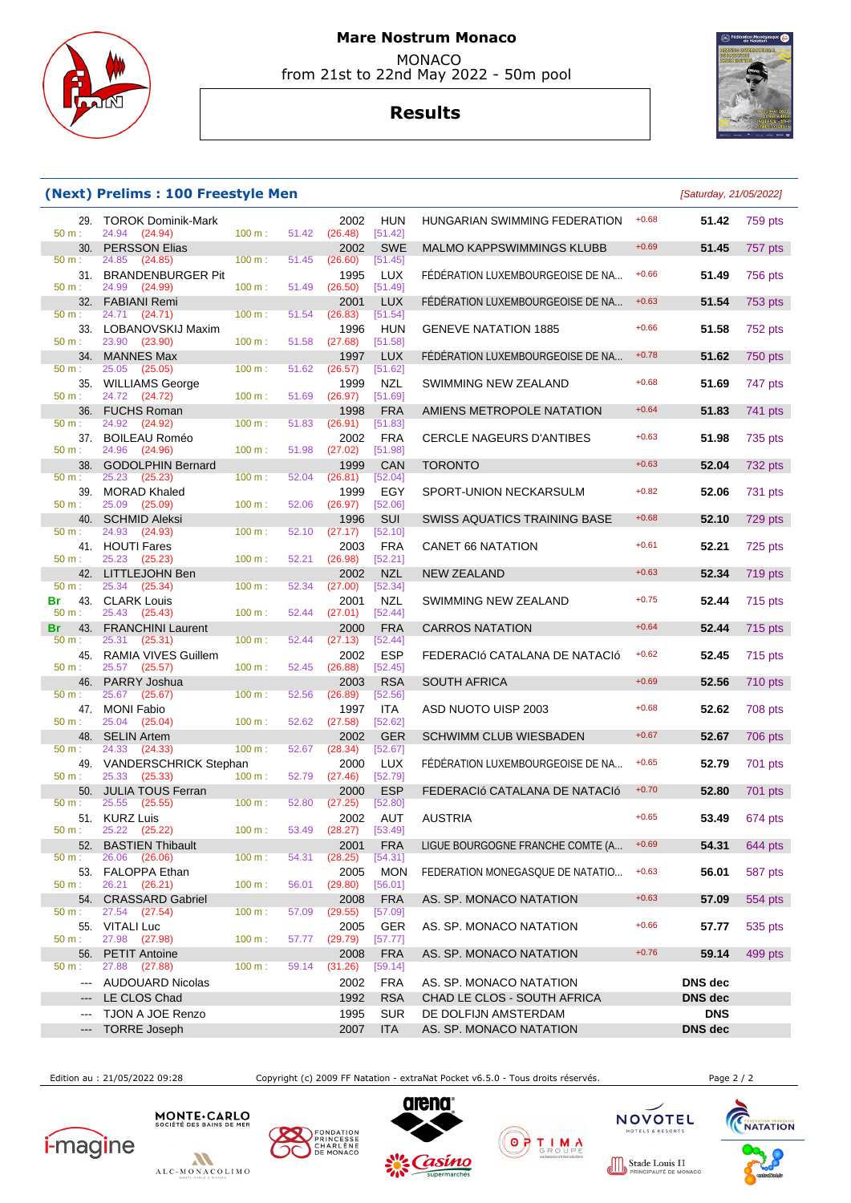# Mare Nostrum Monaco

MONACO
from 21st to 22nd May 2022 - 50m pool

## Results

### (Next) Prelims : 100 Freestyle Men

*[Saturday, 21/05/2022]*

| | Rank | Name | Year | Nat | Club | RT | Time | Points |
|---|---|---|---|---|---|---|---|---|
| | 29. | TOROK Dominik-Mark | 2002 | HUN | HUNGARIAN SWIMMING FEDERATION | +0.68 | 51.42 | 759 pts |
| | | 50 m : 24.94 (24.94) 100 m : 51.42 (26.48) [51.42] | | | | | | |
| | 30. | PERSSON Elias | 2002 | SWE | MALMO KAPPSWIMMINGS KLUBB | +0.69 | 51.45 | 757 pts |
| | | 50 m : 24.85 (24.85) 100 m : 51.45 (26.60) [51.45] | | | | | | |
| | 31. | BRANDENBURGER Pit | 1995 | LUX | FÉDÉRATION LUXEMBOURGEOISE DE NA... | +0.66 | 51.49 | 756 pts |
| | | 50 m : 24.99 (24.99) 100 m : 51.49 (26.50) [51.49] | | | | | | |
| | 32. | FABIANI Remi | 2001 | LUX | FÉDÉRATION LUXEMBOURGEOISE DE NA... | +0.63 | 51.54 | 753 pts |
| | | 50 m : 24.71 (24.71) 100 m : 51.54 (26.83) [51.54] | | | | | | |
| | 33. | LOBANOVSKIJ Maxim | 1996 | HUN | GENEVE NATATION 1885 | +0.66 | 51.58 | 752 pts |
| | | 50 m : 23.90 (23.90) 100 m : 51.58 (27.68) [51.58] | | | | | | |
| | 34. | MANNES Max | 1997 | LUX | FÉDÉRATION LUXEMBOURGEOISE DE NA... | +0.78 | 51.62 | 750 pts |
| | | 50 m : 25.05 (25.05) 100 m : 51.62 (26.57) [51.62] | | | | | | |
| | 35. | WILLIAMS George | 1999 | NZL | SWIMMING NEW ZEALAND | +0.68 | 51.69 | 747 pts |
| | | 50 m : 24.72 (24.72) 100 m : 51.69 (26.97) [51.69] | | | | | | |
| | 36. | FUCHS Roman | 1998 | FRA | AMIENS METROPOLE NATATION | +0.64 | 51.83 | 741 pts |
| | | 50 m : 24.92 (24.92) 100 m : 51.83 (26.91) [51.83] | | | | | | |
| | 37. | BOILEAU Roméo | 2002 | FRA | CERCLE NAGEURS D'ANTIBES | +0.63 | 51.98 | 735 pts |
| | | 50 m : 24.96 (24.96) 100 m : 51.98 (27.02) [51.98] | | | | | | |
| | 38. | GODOLPHIN Bernard | 1999 | CAN | TORONTO | +0.63 | 52.04 | 732 pts |
| | | 50 m : 25.23 (25.23) 100 m : 52.04 (26.81) [52.04] | | | | | | |
| | 39. | MORAD Khaled | 1999 | EGY | SPORT-UNION NECKARSULM | +0.82 | 52.06 | 731 pts |
| | | 50 m : 25.09 (25.09) 100 m : 52.06 (26.97) [52.06] | | | | | | |
| | 40. | SCHMID Aleksi | 1996 | SUI | SWISS AQUATICS TRAINING BASE | +0.68 | 52.10 | 729 pts |
| | | 50 m : 24.93 (24.93) 100 m : 52.10 (27.17) [52.10] | | | | | | |
| | 41. | HOUTI Fares | 2003 | FRA | CANET 66 NATATION | +0.61 | 52.21 | 725 pts |
| | | 50 m : 25.23 (25.23) 100 m : 52.21 (26.98) [52.21] | | | | | | |
| | 42. | LITTLEJOHN Ben | 2002 | NZL | NEW ZEALAND | +0.63 | 52.34 | 719 pts |
| | | 50 m : 25.34 (25.34) 100 m : 52.34 (27.00) [52.34] | | | | | | |
| Br | 43. | CLARK Louis | 2001 | NZL | SWIMMING NEW ZEALAND | +0.75 | 52.44 | 715 pts |
| | | 50 m : 25.43 (25.43) 100 m : 52.44 (27.01) [52.44] | | | | | | |
| Br | 43. | FRANCHINI Laurent | 2000 | FRA | CARROS NATATION | +0.64 | 52.44 | 715 pts |
| | | 50 m : 25.31 (25.31) 100 m : 52.44 (27.13) [52.44] | | | | | | |
| | 45. | RAMIA VIVES Guillem | 2002 | ESP | FEDERACIó CATALANA DE NATACIó | +0.62 | 52.45 | 715 pts |
| | | 50 m : 25.57 (25.57) 100 m : 52.45 (26.88) [52.45] | | | | | | |
| | 46. | PARRY Joshua | 2003 | RSA | SOUTH AFRICA | +0.69 | 52.56 | 710 pts |
| | | 50 m : 25.67 (25.67) 100 m : 52.56 (26.89) [52.56] | | | | | | |
| | 47. | MONI Fabio | 1997 | ITA | ASD NUOTO UISP 2003 | +0.68 | 52.62 | 708 pts |
| | | 50 m : 25.04 (25.04) 100 m : 52.62 (27.58) [52.62] | | | | | | |
| | 48. | SELIN Artem | 2002 | GER | SCHWIMM CLUB WIESBADEN | +0.67 | 52.67 | 706 pts |
| | | 50 m : 24.33 (24.33) 100 m : 52.67 (28.34) [52.67] | | | | | | |
| | 49. | VANDERSCHRICK Stephan | 2000 | LUX | FÉDÉRATION LUXEMBOURGEOISE DE NA... | +0.65 | 52.79 | 701 pts |
| | | 50 m : 25.33 (25.33) 100 m : 52.79 (27.46) [52.79] | | | | | | |
| | 50. | JULIA TOUS Ferran | 2000 | ESP | FEDERACIó CATALANA DE NATACIó | +0.70 | 52.80 | 701 pts |
| | | 50 m : 25.55 (25.55) 100 m : 52.80 (27.25) [52.80] | | | | | | |
| | 51. | KURZ Luis | 2002 | AUT | AUSTRIA | +0.65 | 53.49 | 674 pts |
| | | 50 m : 25.22 (25.22) 100 m : 53.49 (28.27) [53.49] | | | | | | |
| | 52. | BASTIEN Thibault | 2001 | FRA | LIGUE BOURGOGNE FRANCHE COMTE (A... | +0.69 | 54.31 | 644 pts |
| | | 50 m : 26.06 (26.06) 100 m : 54.31 (28.25) [54.31] | | | | | | |
| | 53. | FALOPPA Ethan | 2005 | MON | FEDERATION MONEGASQUE DE NATATIO... | +0.63 | 56.01 | 587 pts |
| | | 50 m : 26.21 (26.21) 100 m : 56.01 (29.80) [56.01] | | | | | | |
| | 54. | CRASSARD Gabriel | 2008 | FRA | AS. SP. MONACO NATATION | +0.63 | 57.09 | 554 pts |
| | | 50 m : 27.54 (27.54) 100 m : 57.09 (29.55) [57.09] | | | | | | |
| | 55. | VITALI Luc | 2005 | GER | AS. SP. MONACO NATATION | +0.66 | 57.77 | 535 pts |
| | | 50 m : 27.98 (27.98) 100 m : 57.77 (29.79) [57.77] | | | | | | |
| | 56. | PETIT Antoine | 2008 | FRA | AS. SP. MONACO NATATION | +0.76 | 59.14 | 499 pts |
| | | 50 m : 27.88 (27.88) 100 m : 59.14 (31.26) [59.14] | | | | | | |
| | --- | AUDOUARD Nicolas | 2002 | FRA | AS. SP. MONACO NATATION | | DNS dec | |
| | --- | LE CLOS Chad | 1992 | RSA | CHAD LE CLOS - SOUTH AFRICA | | DNS dec | |
| | --- | TJON A JOE Renzo | 1995 | SUR | DE DOLFIJN AMSTERDAM | | DNS | |
| | --- | TORRE Joseph | 2007 | ITA | AS. SP. MONACO NATATION | | DNS dec | |

Edition au : 21/05/2022 09:28 Copyright (c) 2009 FF Natation - extraNat Pocket v6.5.0 - Tous droits réservés.